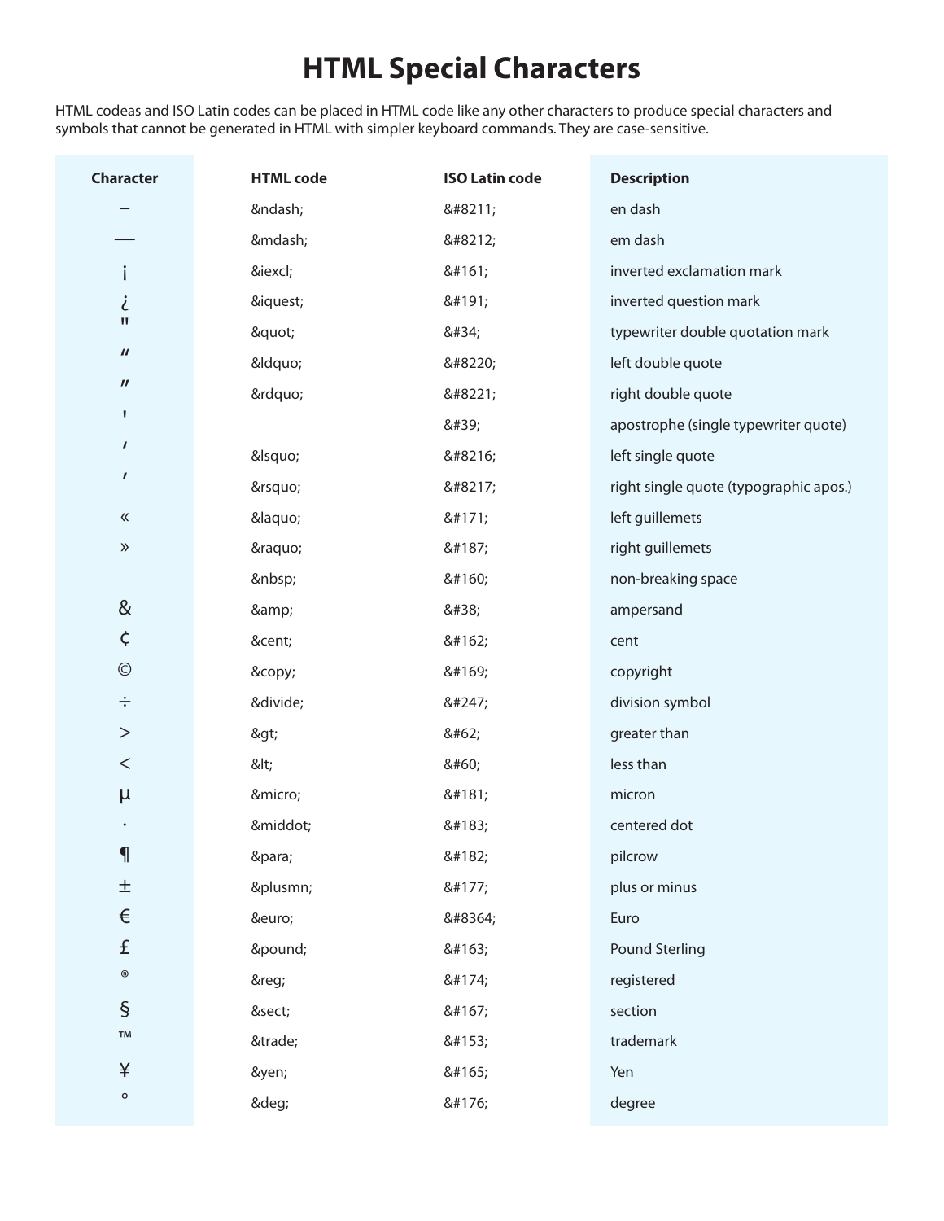# HTML Special Characters

HTML codeas and ISO Latin codes can be placed in HTML code like any other characters to produce special characters and symbols that cannot be generated in HTML with simpler keyboard commands. They are case-sensitive.

| Character | HTML code | ISO Latin code | Description |
|---|---|---|---|
| – | &ndash; | &#8211; | en dash |
| — | &mdash; | &#8212; | em dash |
| ¡ | &iexcl; | &#161; | inverted exclamation mark |
| ¿ | &iquest; | &#191; | inverted question mark |
| " | &quot; | &#34; | typewriter double quotation mark |
| “ | &ldquo; | &#8220; | left double quote |
| ” | &rdquo; | &#8221; | right double quote |
| ' | | &#39; | apostrophe (single typewriter quote) |
| ‘ | &lsquo; | &#8216; | left single quote |
| ’ | &rsquo; | &#8217; | right single quote (typographic apos.) |
| « | &laquo; | &#171; | left guillemets |
| » | &raquo; | &#187; | right guillemets |
| | &nbsp; | &#160; | non-breaking space |
| & | &amp; | &#38; | ampersand |
| ¢ | &cent; | &#162; | cent |
| © | &copy; | &#169; | copyright |
| ÷ | &divide; | &#247; | division symbol |
| > | &gt; | &#62; | greater than |
| < | &lt; | &#60; | less than |
| µ | &micro; | &#181; | micron |
| · | &middot; | &#183; | centered dot |
| ¶ | &para; | &#182; | pilcrow |
| ± | &plusmn; | &#177; | plus or minus |
| € | &euro; | &#8364; | Euro |
| £ | &pound; | &#163; | Pound Sterling |
| ® | &reg; | &#174; | registered |
| § | &sect; | &#167; | section |
| ™ | &trade; | &#153; | trademark |
| ¥ | &yen; | &#165; | Yen |
| ° | &deg; | &#176; | degree |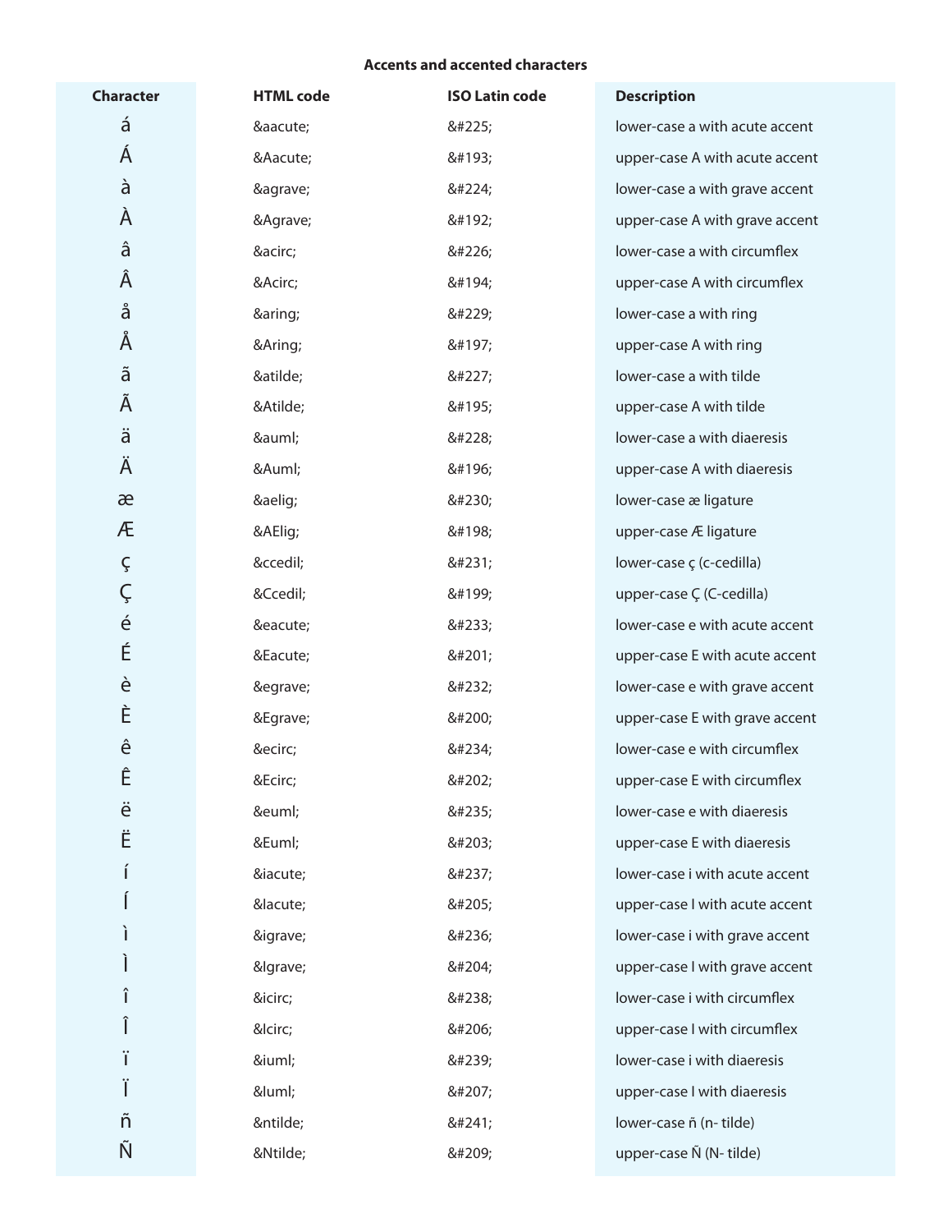**Accents and accented characters**

| Character | HTML code | ISO Latin code | Description |
|---|---|---|---|
| á | &aacute; | &#225; | lower-case a with acute accent |
| Á | &Aacute; | &#193; | upper-case A with acute accent |
| à | &agrave; | &#224; | lower-case a with grave accent |
| À | &Agrave; | &#192; | upper-case A with grave accent |
| â | &acirc; | &#226; | lower-case a with circumflex |
| Â | &Acirc; | &#194; | upper-case A with circumflex |
| å | &aring; | &#229; | lower-case a with ring |
| Å | &Aring; | &#197; | upper-case A with ring |
| ã | &atilde; | &#227; | lower-case a with tilde |
| Ã | &Atilde; | &#195; | upper-case A with tilde |
| ä | &auml; | &#228; | lower-case a with diaeresis |
| Ä | &Auml; | &#196; | upper-case A with diaeresis |
| æ | &aelig; | &#230; | lower-case æ ligature |
| Æ | &AElig; | &#198; | upper-case Æ ligature |
| ç | &ccedil; | &#231; | lower-case ç (c-cedilla) |
| Ç | &Ccedil; | &#199; | upper-case Ç (C-cedilla) |
| é | &eacute; | &#233; | lower-case e with acute accent |
| É | &Eacute; | &#201; | upper-case E with acute accent |
| è | &egrave; | &#232; | lower-case e with grave accent |
| È | &Egrave; | &#200; | upper-case E with grave accent |
| ê | &ecirc; | &#234; | lower-case e with circumflex |
| Ê | &Ecirc; | &#202; | upper-case E with circumflex |
| ë | &euml; | &#235; | lower-case e with diaeresis |
| Ë | &Euml; | &#203; | upper-case E with diaeresis |
| í | &iacute; | &#237; | lower-case i with acute accent |
| Í | &Iacute; | &#205; | upper-case I with acute accent |
| ì | &igrave; | &#236; | lower-case i with grave accent |
| Ì | &Igrave; | &#204; | upper-case I with grave accent |
| î | &icirc; | &#238; | lower-case i with circumflex |
| Î | &Icirc; | &#206; | upper-case I with circumflex |
| ï | &iuml; | &#239; | lower-case i with diaeresis |
| Ï | &Iuml; | &#207; | upper-case I with diaeresis |
| ñ | &ntilde; | &#241; | lower-case ñ (n- tilde) |
| Ñ | &Ntilde; | &#209; | upper-case Ñ (N- tilde) |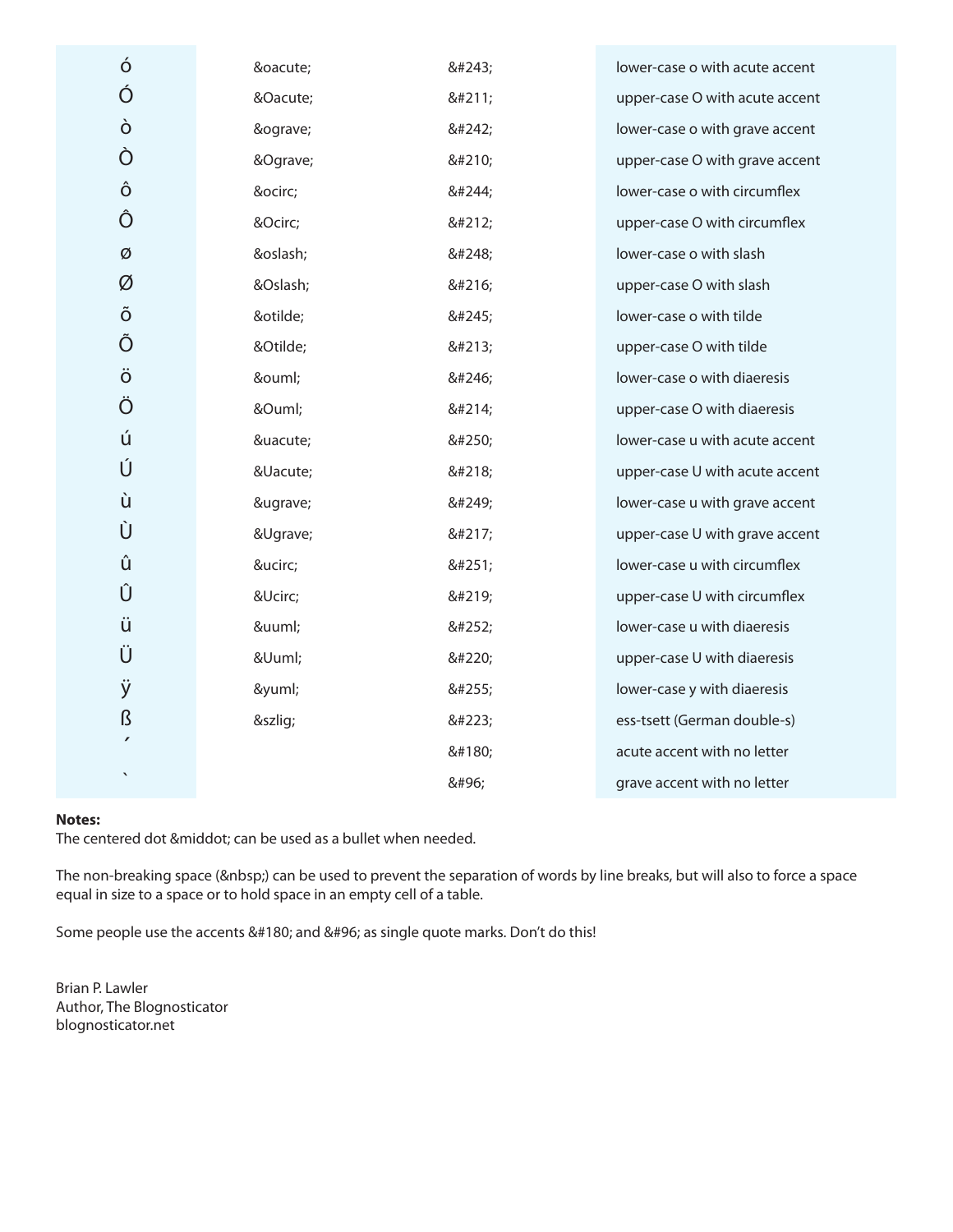| | | | |
|---|---|---|---|
| ó | &oacute; | &#243; | lower-case o with acute accent |
| Ó | &Oacute; | &#211; | upper-case O with acute accent |
| ò | &ograve; | &#242; | lower-case o with grave accent |
| Ò | &Ograve; | &#210; | upper-case O with grave accent |
| ô | &ocirc; | &#244; | lower-case o with circumflex |
| Ô | &Ocirc; | &#212; | upper-case O with circumflex |
| ø | &oslash; | &#248; | lower-case o with slash |
| Ø | &Oslash; | &#216; | upper-case O with slash |
| õ | &otilde; | &#245; | lower-case o with tilde |
| Õ | &Otilde; | &#213; | upper-case O with tilde |
| ö | &ouml; | &#246; | lower-case o with diaeresis |
| Ö | &Ouml; | &#214; | upper-case O with diaeresis |
| ú | &uacute; | &#250; | lower-case u with acute accent |
| Ú | &Uacute; | &#218; | upper-case U with acute accent |
| ù | &ugrave; | &#249; | lower-case u with grave accent |
| Ù | &Ugrave; | &#217; | upper-case U with grave accent |
| û | &ucirc; | &#251; | lower-case u with circumflex |
| Û | &Ucirc; | &#219; | upper-case U with circumflex |
| ü | &uuml; | &#252; | lower-case u with diaeresis |
| Ü | &Uuml; | &#220; | upper-case U with diaeresis |
| ÿ | &yuml; | &#255; | lower-case y with diaeresis |
| ß | &szlig; | &#223; | ess-tsett (German double-s) |
| ´ | | &#180; | acute accent with no letter |
| ` | | &#96; | grave accent with no letter |

**Notes:**
The centered dot &middot; can be used as a bullet when needed.

The non-breaking space (&nbsp;) can be used to prevent the separation of words by line breaks, but will also to force a space equal in size to a space or to hold space in an empty cell of a table.

Some people use the accents &#180; and &#96; as single quote marks. Don't do this!

Brian P. Lawler
Author, The Blognosticator
blognosticator.net